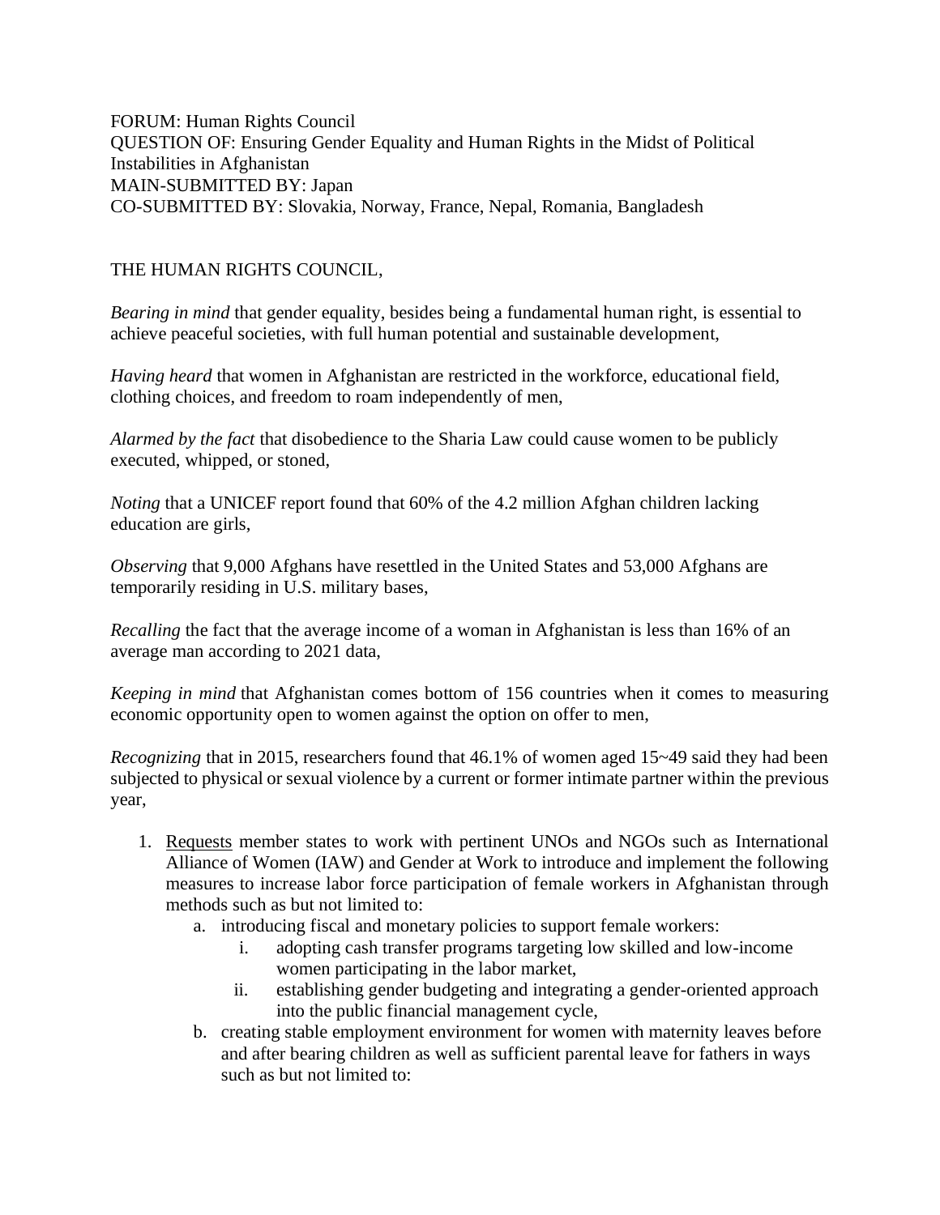FORUM: Human Rights Council
QUESTION OF: Ensuring Gender Equality and Human Rights in the Midst of Political Instabilities in Afghanistan
MAIN-SUBMITTED BY: Japan
CO-SUBMITTED BY: Slovakia, Norway, France, Nepal, Romania, Bangladesh

THE HUMAN RIGHTS COUNCIL,

*Bearing in mind* that gender equality, besides being a fundamental human right, is essential to achieve peaceful societies, with full human potential and sustainable development,

*Having heard* that women in Afghanistan are restricted in the workforce, educational field, clothing choices, and freedom to roam independently of men,

*Alarmed by the fact* that disobedience to the Sharia Law could cause women to be publicly executed, whipped, or stoned,

*Noting* that a UNICEF report found that 60% of the 4.2 million Afghan children lacking education are girls,

*Observing* that 9,000 Afghans have resettled in the United States and 53,000 Afghans are temporarily residing in U.S. military bases,

*Recalling* the fact that the average income of a woman in Afghanistan is less than 16% of an average man according to 2021 data,

*Keeping in mind* that Afghanistan comes bottom of 156 countries when it comes to measuring economic opportunity open to women against the option on offer to men,

*Recognizing* that in 2015, researchers found that 46.1% of women aged 15~49 said they had been subjected to physical or sexual violence by a current or former intimate partner within the previous year,

1. <u>Requests</u> member states to work with pertinent UNOs and NGOs such as International Alliance of Women (IAW) and Gender at Work to introduce and implement the following measures to increase labor force participation of female workers in Afghanistan through methods such as but not limited to:
    a. introducing fiscal and monetary policies to support female workers:
        i. adopting cash transfer programs targeting low skilled and low-income women participating in the labor market,
        ii. establishing gender budgeting and integrating a gender-oriented approach into the public financial management cycle,
    b. creating stable employment environment for women with maternity leaves before and after bearing children as well as sufficient parental leave for fathers in ways such as but not limited to: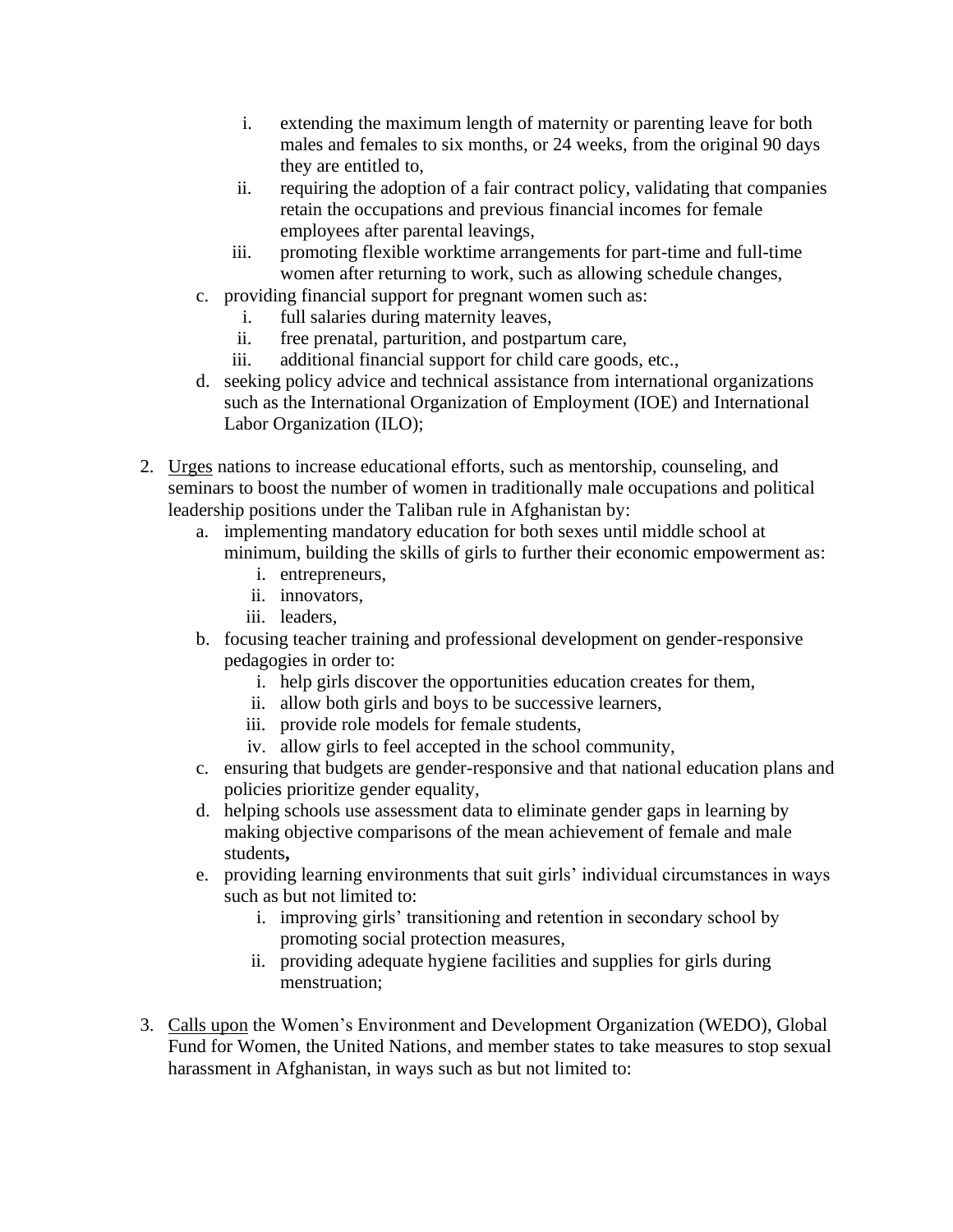i. extending the maximum length of maternity or parenting leave for both males and females to six months, or 24 weeks, from the original 90 days they are entitled to,
        ii. requiring the adoption of a fair contract policy, validating that companies retain the occupations and previous financial incomes for female employees after parental leavings,
        iii. promoting flexible worktime arrangements for part-time and full-time women after returning to work, such as allowing schedule changes,
    c. providing financial support for pregnant women such as:
        i. full salaries during maternity leaves,
        ii. free prenatal, parturition, and postpartum care,
        iii. additional financial support for child care goods, etc.,
    d. seeking policy advice and technical assistance from international organizations such as the International Organization of Employment (IOE) and International Labor Organization (ILO);

2. Urges nations to increase educational efforts, such as mentorship, counseling, and seminars to boost the number of women in traditionally male occupations and political leadership positions under the Taliban rule in Afghanistan by:
    a. implementing mandatory education for both sexes until middle school at minimum, building the skills of girls to further their economic empowerment as:
        i. entrepreneurs,
        ii. innovators,
        iii. leaders,
    b. focusing teacher training and professional development on gender-responsive pedagogies in order to:
        i. help girls discover the opportunities education creates for them,
        ii. allow both girls and boys to be successive learners,
        iii. provide role models for female students,
        iv. allow girls to feel accepted in the school community,
    c. ensuring that budgets are gender-responsive and that national education plans and policies prioritize gender equality,
    d. helping schools use assessment data to eliminate gender gaps in learning by making objective comparisons of the mean achievement of female and male students**,**
    e. providing learning environments that suit girls' individual circumstances in ways such as but not limited to:
        i. improving girls' transitioning and retention in secondary school by promoting social protection measures,
        ii. providing adequate hygiene facilities and supplies for girls during menstruation;

3. Calls upon the Women's Environment and Development Organization (WEDO), Global Fund for Women, the United Nations, and member states to take measures to stop sexual harassment in Afghanistan, in ways such as but not limited to: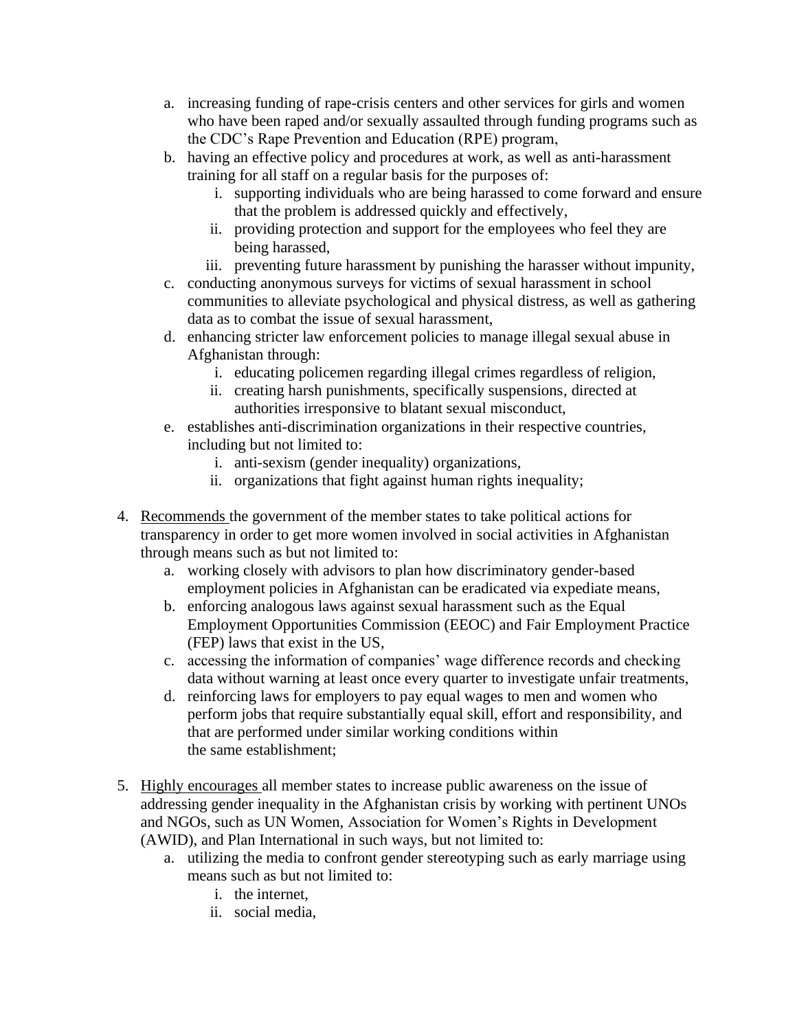a. increasing funding of rape-crisis centers and other services for girls and women who have been raped and/or sexually assaulted through funding programs such as the CDC's Rape Prevention and Education (RPE) program,
   b. having an effective policy and procedures at work, as well as anti-harassment training for all staff on a regular basis for the purposes of:
      i. supporting individuals who are being harassed to come forward and ensure that the problem is addressed quickly and effectively,
      ii. providing protection and support for the employees who feel they are being harassed,
      iii. preventing future harassment by punishing the harasser without impunity,
   c. conducting anonymous surveys for victims of sexual harassment in school communities to alleviate psychological and physical distress, as well as gathering data as to combat the issue of sexual harassment,
   d. enhancing stricter law enforcement policies to manage illegal sexual abuse in Afghanistan through:
      i. educating policemen regarding illegal crimes regardless of religion,
      ii. creating harsh punishments, specifically suspensions, directed at authorities irresponsive to blatant sexual misconduct,
   e. establishes anti-discrimination organizations in their respective countries, including but not limited to:
      i. anti-sexism (gender inequality) organizations,
      ii. organizations that fight against human rights inequality;

4. <u>Recommends</u> the government of the member states to take political actions for transparency in order to get more women involved in social activities in Afghanistan through means such as but not limited to:
   a. working closely with advisors to plan how discriminatory gender-based employment policies in Afghanistan can be eradicated via expediate means,
   b. enforcing analogous laws against sexual harassment such as the Equal Employment Opportunities Commission (EEOC) and Fair Employment Practice (FEP) laws that exist in the US,
   c. accessing the information of companies' wage difference records and checking data without warning at least once every quarter to investigate unfair treatments,
   d. reinforcing laws for employers to pay equal wages to men and women who perform jobs that require substantially equal skill, effort and responsibility, and that are performed under similar working conditions within the same establishment;

5. <u>Highly encourages</u> all member states to increase public awareness on the issue of addressing gender inequality in the Afghanistan crisis by working with pertinent UNOs and NGOs, such as UN Women, Association for Women's Rights in Development (AWID), and Plan International in such ways, but not limited to:
   a. utilizing the media to confront gender stereotyping such as early marriage using means such as but not limited to:
      i. the internet,
      ii. social media,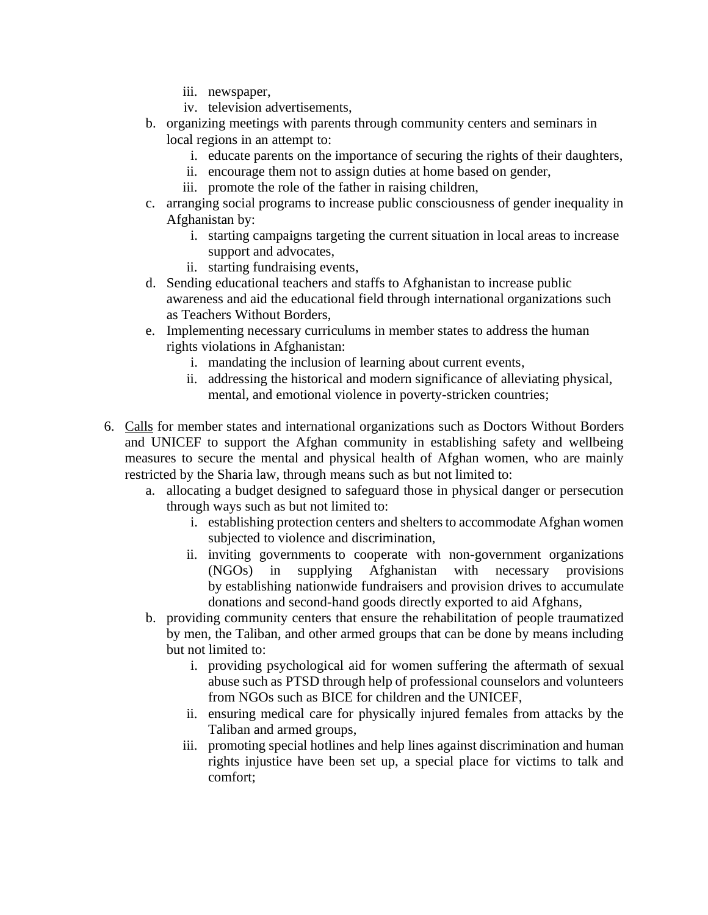iii. newspaper,
        iv. television advertisements,

    b. organizing meetings with parents through community centers and seminars in local regions in an attempt to:
        i. educate parents on the importance of securing the rights of their daughters,
        ii. encourage them not to assign duties at home based on gender,
        iii. promote the role of the father in raising children,
    c. arranging social programs to increase public consciousness of gender inequality in Afghanistan by:
        i. starting campaigns targeting the current situation in local areas to increase support and advocates,
        ii. starting fundraising events,
    d. Sending educational teachers and staffs to Afghanistan to increase public awareness and aid the educational field through international organizations such as Teachers Without Borders,
    e. Implementing necessary curriculums in member states to address the human rights violations in Afghanistan:
        i. mandating the inclusion of learning about current events,
        ii. addressing the historical and modern significance of alleviating physical, mental, and emotional violence in poverty-stricken countries;

6. <u>Calls</u> for member states and international organizations such as Doctors Without Borders and UNICEF to support the Afghan community in establishing safety and wellbeing measures to secure the mental and physical health of Afghan women, who are mainly restricted by the Sharia law, through means such as but not limited to:
    a. allocating a budget designed to safeguard those in physical danger or persecution through ways such as but not limited to:
        i. establishing protection centers and shelters to accommodate Afghan women subjected to violence and discrimination,
        ii. inviting governments to cooperate with non-government organizations (NGOs) in supplying Afghanistan with necessary provisions by establishing nationwide fundraisers and provision drives to accumulate donations and second-hand goods directly exported to aid Afghans,
    b. providing community centers that ensure the rehabilitation of people traumatized by men, the Taliban, and other armed groups that can be done by means including but not limited to:
        i. providing psychological aid for women suffering the aftermath of sexual abuse such as PTSD through help of professional counselors and volunteers from NGOs such as BICE for children and the UNICEF,
        ii. ensuring medical care for physically injured females from attacks by the Taliban and armed groups,
        iii. promoting special hotlines and help lines against discrimination and human rights injustice have been set up, a special place for victims to talk and comfort;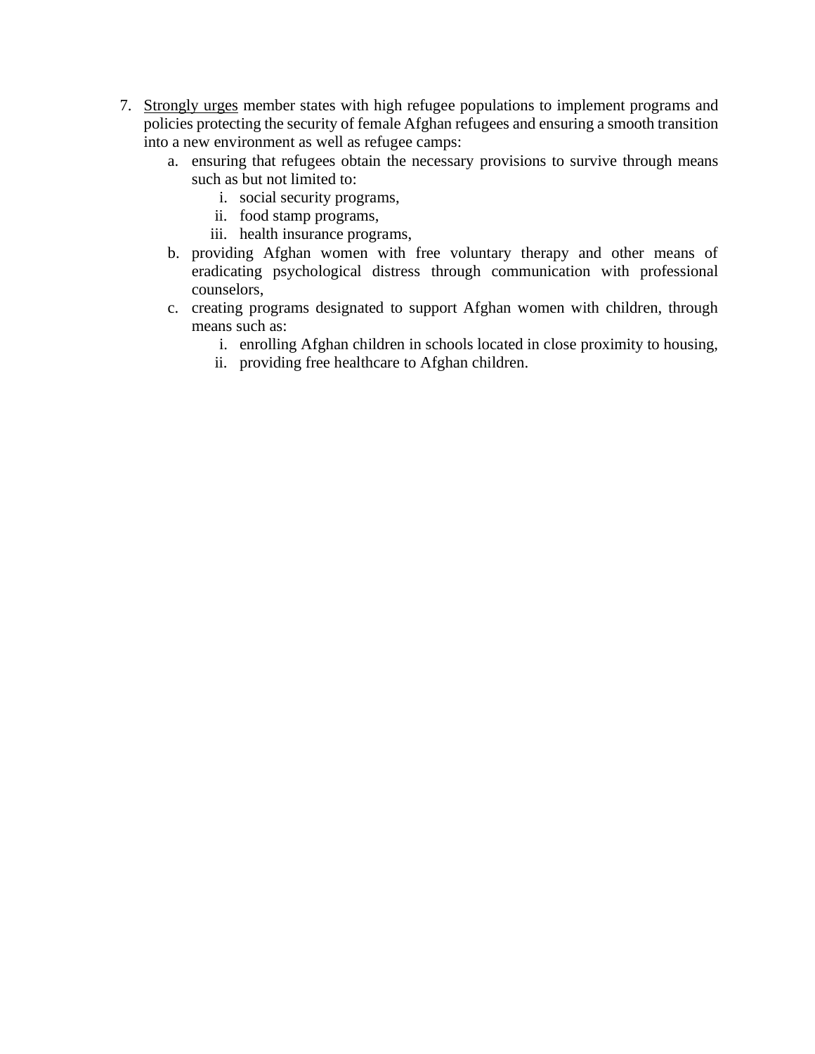7. <u>Strongly urges</u> member states with high refugee populations to implement programs and policies protecting the security of female Afghan refugees and ensuring a smooth transition into a new environment as well as refugee camps:
    a. ensuring that refugees obtain the necessary provisions to survive through means such as but not limited to:
        i. social security programs,
        ii. food stamp programs,
        iii. health insurance programs,
    b. providing Afghan women with free voluntary therapy and other means of eradicating psychological distress through communication with professional counselors,
    c. creating programs designated to support Afghan women with children, through means such as:
        i. enrolling Afghan children in schools located in close proximity to housing,
        ii. providing free healthcare to Afghan children.